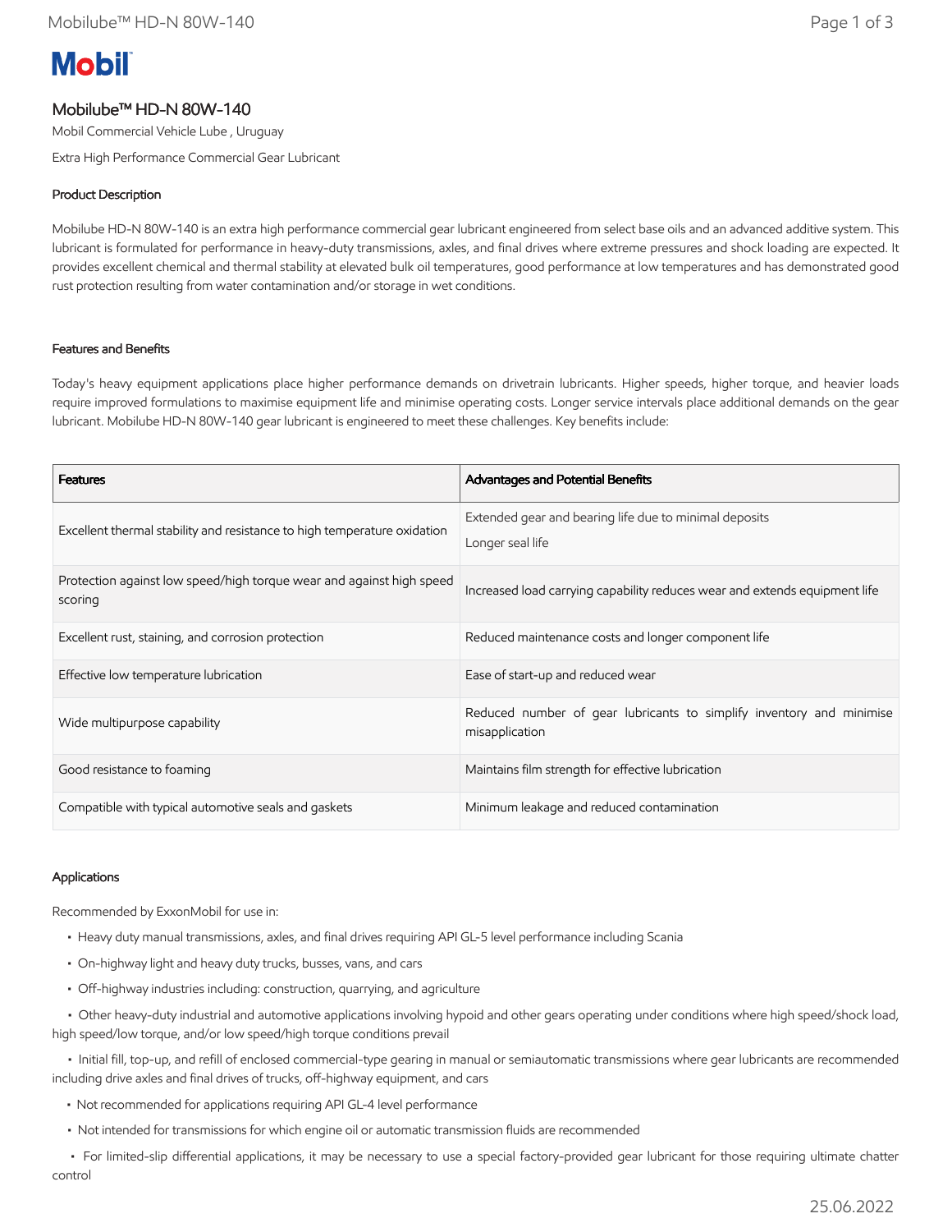**Mobil**

# Mobilube™ HD-N 80W-140

Mobil Commercial Vehicle Lube , Uruguay

Extra High Performance Commercial Gear Lubricant

## Product Description

Mobilube HD-N 80W-140 is an extra high performance commercial gear lubricant engineered from select base oils and an advanced additive system. This lubricant is formulated for performance in heavy-duty transmissions, axles, and final drives where extreme pressures and shock loading are expected. It provides excellent chemical and thermal stability at elevated bulk oil temperatures, good performance at low temperatures and has demonstrated good rust protection resulting from water contamination and/or storage in wet conditions.

## Features and Benefits

Today's heavy equipment applications place higher performance demands on drivetrain lubricants. Higher speeds, higher torque, and heavier loads require improved formulations to maximise equipment life and minimise operating costs. Longer service intervals place additional demands on the gear lubricant. Mobilube HD-N 80W-140 gear lubricant is engineered to meet these challenges. Key benefits include:

| Features | Advantages and Potential Benefits |
| --- | --- |
| Excellent thermal stability and resistance to high temperature oxidation | Extended gear and bearing life due to minimal deposits<br>Longer seal life |
| Protection against low speed/high torque wear and against high speed scoring | Increased load carrying capability reduces wear and extends equipment life |
| Excellent rust, staining, and corrosion protection | Reduced maintenance costs and longer component life |
| Effective low temperature lubrication | Ease of start-up and reduced wear |
| Wide multipurpose capability | Reduced number of gear lubricants to simplify inventory and minimise misapplication |
| Good resistance to foaming | Maintains film strength for effective lubrication |
| Compatible with typical automotive seals and gaskets | Minimum leakage and reduced contamination |

## Applications

Recommended by ExxonMobil for use in:

- Heavy duty manual transmissions, axles, and final drives requiring API GL-5 level performance including Scania
- On-highway light and heavy duty trucks, busses, vans, and cars
- Off-highway industries including: construction, quarrying, and agriculture
- Other heavy-duty industrial and automotive applications involving hypoid and other gears operating under conditions where high speed/shock load, high speed/low torque, and/or low speed/high torque conditions prevail
- Initial fill, top-up, and refill of enclosed commercial-type gearing in manual or semiautomatic transmissions where gear lubricants are recommended including drive axles and final drives of trucks, off-highway equipment, and cars
- Not recommended for applications requiring API GL-4 level performance
- Not intended for transmissions for which engine oil or automatic transmission fluids are recommended
- For limited-slip differential applications, it may be necessary to use a special factory-provided gear lubricant for those requiring ultimate chatter control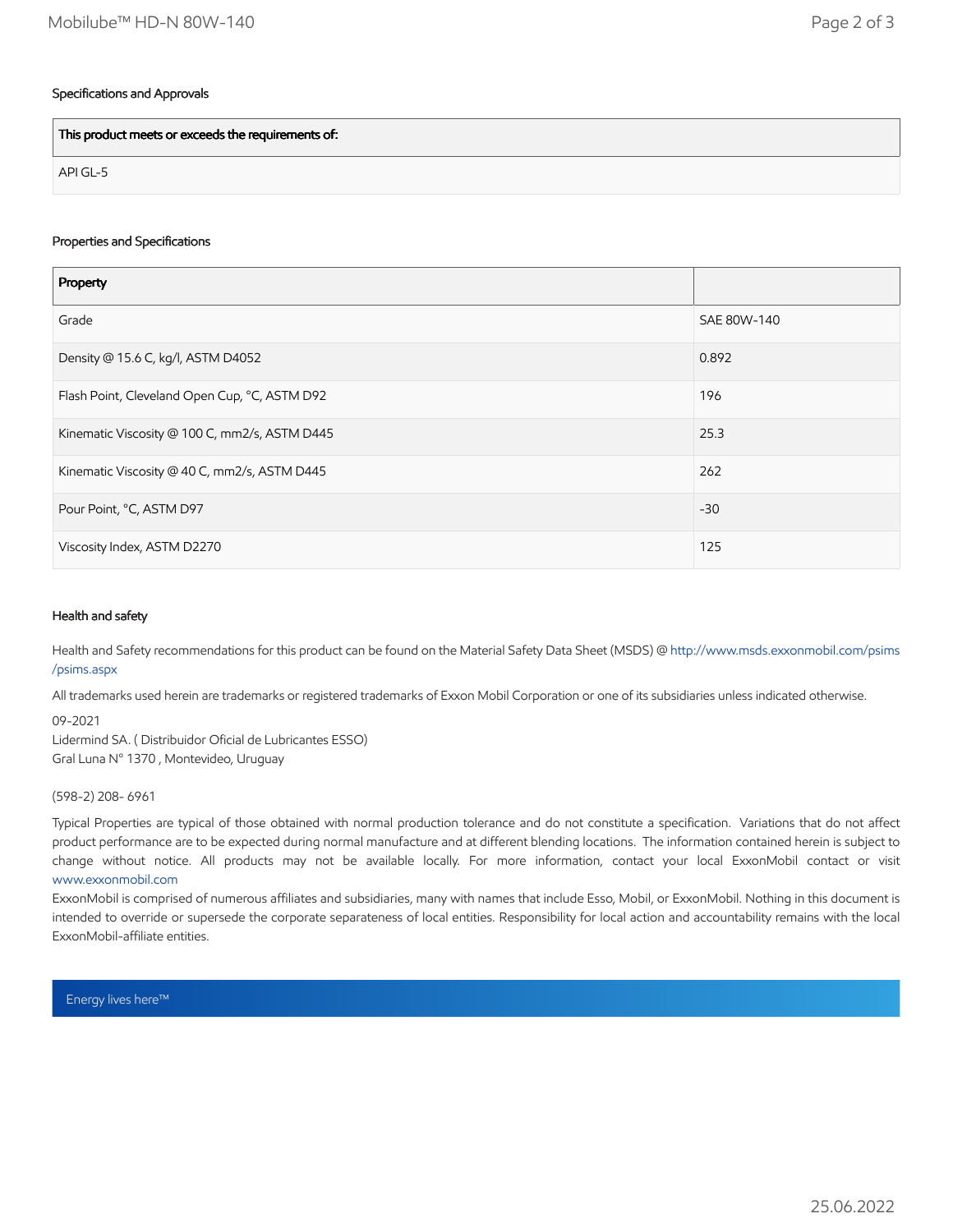## Specifications and Approvals

| This product meets or exceeds the requirements of: |
| --- |
| API GL-5 |

## Properties and Specifications

| Property | |
| --- | --- |
| Grade | SAE 80W-140 |
| Density @ 15.6 C, kg/l, ASTM D4052 | 0.892 |
| Flash Point, Cleveland Open Cup, °C, ASTM D92 | 196 |
| Kinematic Viscosity @ 100 C, mm2/s, ASTM D445 | 25.3 |
| Kinematic Viscosity @ 40 C, mm2/s, ASTM D445 | 262 |
| Pour Point, °C, ASTM D97 | -30 |
| Viscosity Index, ASTM D2270 | 125 |

## Health and safety

Health and Safety recommendations for this product can be found on the Material Safety Data Sheet (MSDS) @ http://www.msds.exxonmobil.com/psims/psims.aspx

All trademarks used herein are trademarks or registered trademarks of Exxon Mobil Corporation or one of its subsidiaries unless indicated otherwise.

09-2021
Lidermind SA. ( Distribuidor Oficial de Lubricantes ESSO)
Gral Luna N° 1370 , Montevideo, Uruguay

(598-2) 208- 6961

Typical Properties are typical of those obtained with normal production tolerance and do not constitute a specification. Variations that do not affect product performance are to be expected during normal manufacture and at different blending locations. The information contained herein is subject to change without notice. All products may not be available locally. For more information, contact your local ExxonMobil contact or visit www.exxonmobil.com

ExxonMobil is comprised of numerous affiliates and subsidiaries, many with names that include Esso, Mobil, or ExxonMobil. Nothing in this document is intended to override or supersede the corporate separateness of local entities. Responsibility for local action and accountability remains with the local ExxonMobil-affiliate entities.

Energy lives here™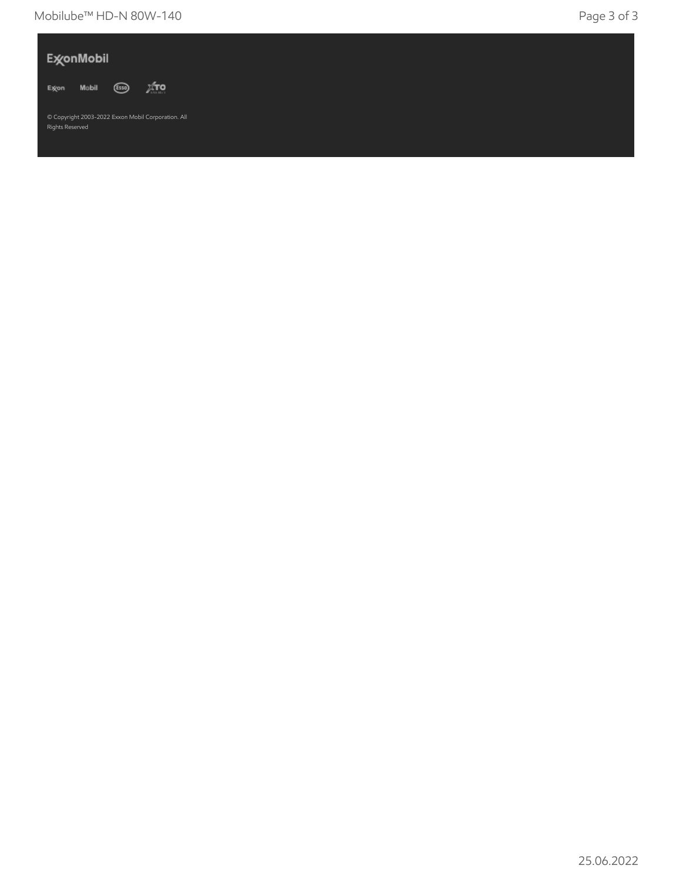ExxonMobil

Exxon Mobil Esso XTO

© Copyright 2003-2022 Exxon Mobil Corporation. All Rights Reserved